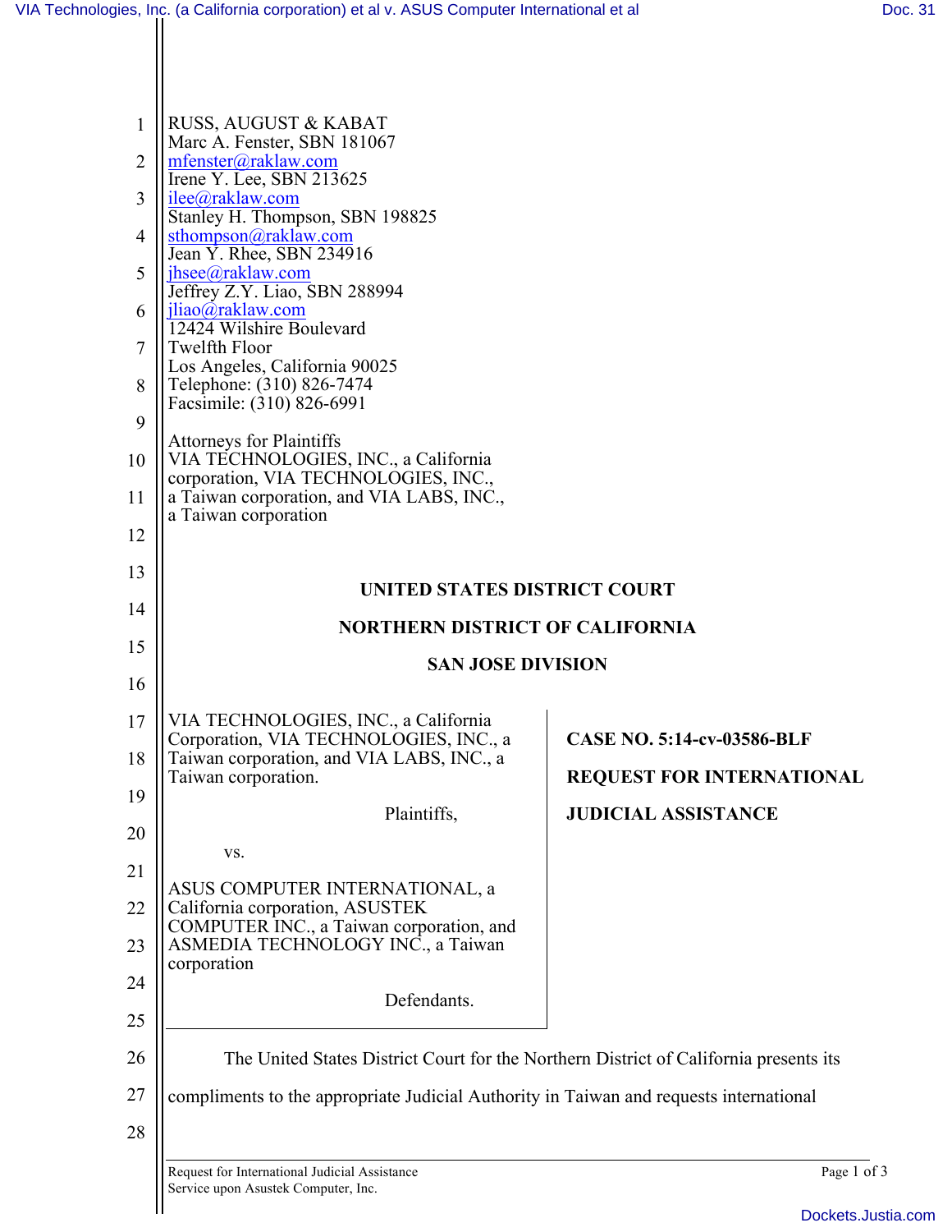RUSS, AUGUST & KABAT
Marc A. Fenster, SBN 181067
mfenster@raklaw.com
Irene Y. Lee, SBN 213625
ilee@raklaw.com
Stanley H. Thompson, SBN 198825
sthompson@raklaw.com
Jean Y. Rhee, SBN 234916
jhsee@raklaw.com
Jeffrey Z.Y. Liao, SBN 288994
jliao@raklaw.com
12424 Wilshire Boulevard
Twelfth Floor
Los Angeles, California 90025
Telephone: (310) 826-7474
Facsimile: (310) 826-6991

Attorneys for Plaintiffs
VIA TECHNOLOGIES, INC., a California corporation, VIA TECHNOLOGIES, INC., a Taiwan corporation, and VIA LABS, INC., a Taiwan corporation

**UNITED STATES DISTRICT COURT**

**NORTHERN DISTRICT OF CALIFORNIA**

**SAN JOSE DIVISION**

VIA TECHNOLOGIES, INC., a California Corporation, VIA TECHNOLOGIES, INC., a Taiwan corporation, and VIA LABS, INC., a Taiwan corporation.

Plaintiffs,

vs.

ASUS COMPUTER INTERNATIONAL, a California corporation, ASUSTEK COMPUTER INC., a Taiwan corporation, and ASMEDIA TECHNOLOGY INC., a Taiwan corporation

Defendants.

**CASE NO. 5:14-cv-03586-BLF**

**REQUEST FOR INTERNATIONAL JUDICIAL ASSISTANCE**

The United States District Court for the Northern District of California presents its compliments to the appropriate Judicial Authority in Taiwan and requests international

Request for International Judicial Assistance
Service upon Asustek Computer, Inc.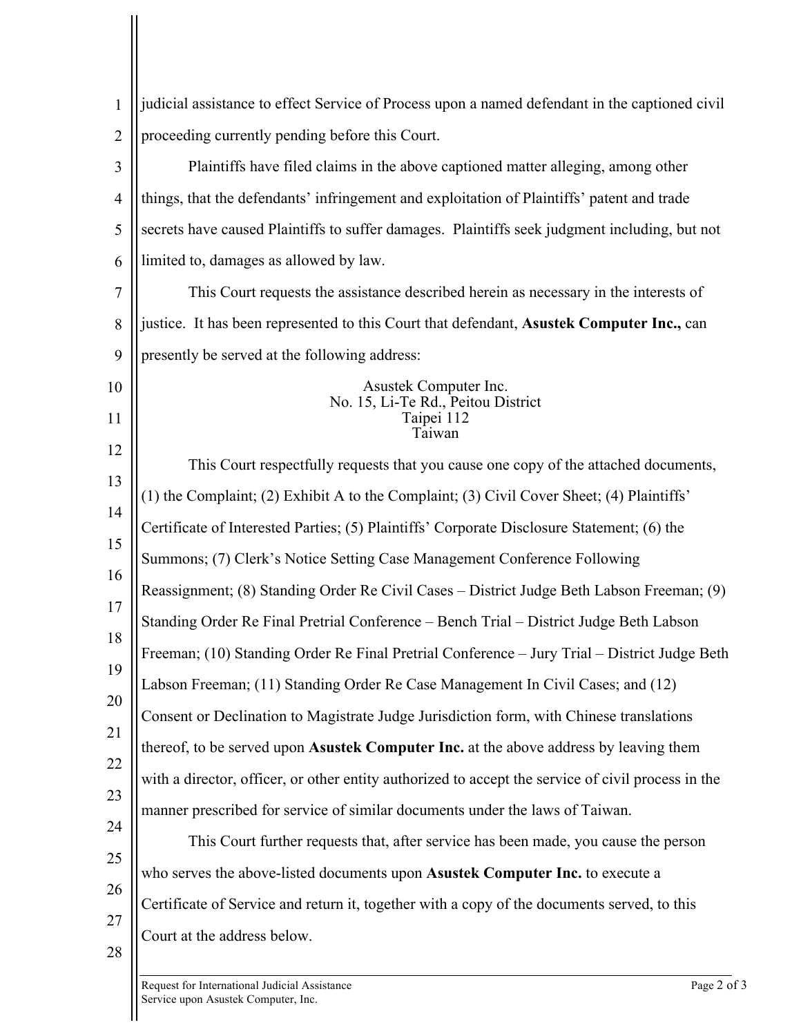judicial assistance to effect Service of Process upon a named defendant in the captioned civil proceeding currently pending before this Court.

Plaintiffs have filed claims in the above captioned matter alleging, among other things, that the defendants' infringement and exploitation of Plaintiffs' patent and trade secrets have caused Plaintiffs to suffer damages. Plaintiffs seek judgment including, but not limited to, damages as allowed by law.

This Court requests the assistance described herein as necessary in the interests of justice. It has been represented to this Court that defendant, **Asustek Computer Inc.,** can presently be served at the following address:

Asustek Computer Inc.
No. 15, Li-Te Rd., Peitou District
Taipei 112
Taiwan

This Court respectfully requests that you cause one copy of the attached documents, (1) the Complaint; (2) Exhibit A to the Complaint; (3) Civil Cover Sheet; (4) Plaintiffs' Certificate of Interested Parties; (5) Plaintiffs' Corporate Disclosure Statement; (6) the Summons; (7) Clerk's Notice Setting Case Management Conference Following Reassignment; (8) Standing Order Re Civil Cases – District Judge Beth Labson Freeman; (9) Standing Order Re Final Pretrial Conference – Bench Trial – District Judge Beth Labson Freeman; (10) Standing Order Re Final Pretrial Conference – Jury Trial – District Judge Beth Labson Freeman; (11) Standing Order Re Case Management In Civil Cases; and (12) Consent or Declination to Magistrate Judge Jurisdiction form, with Chinese translations thereof, to be served upon **Asustek Computer Inc.** at the above address by leaving them with a director, officer, or other entity authorized to accept the service of civil process in the manner prescribed for service of similar documents under the laws of Taiwan.

This Court further requests that, after service has been made, you cause the person who serves the above-listed documents upon **Asustek Computer Inc.** to execute a Certificate of Service and return it, together with a copy of the documents served, to this Court at the address below.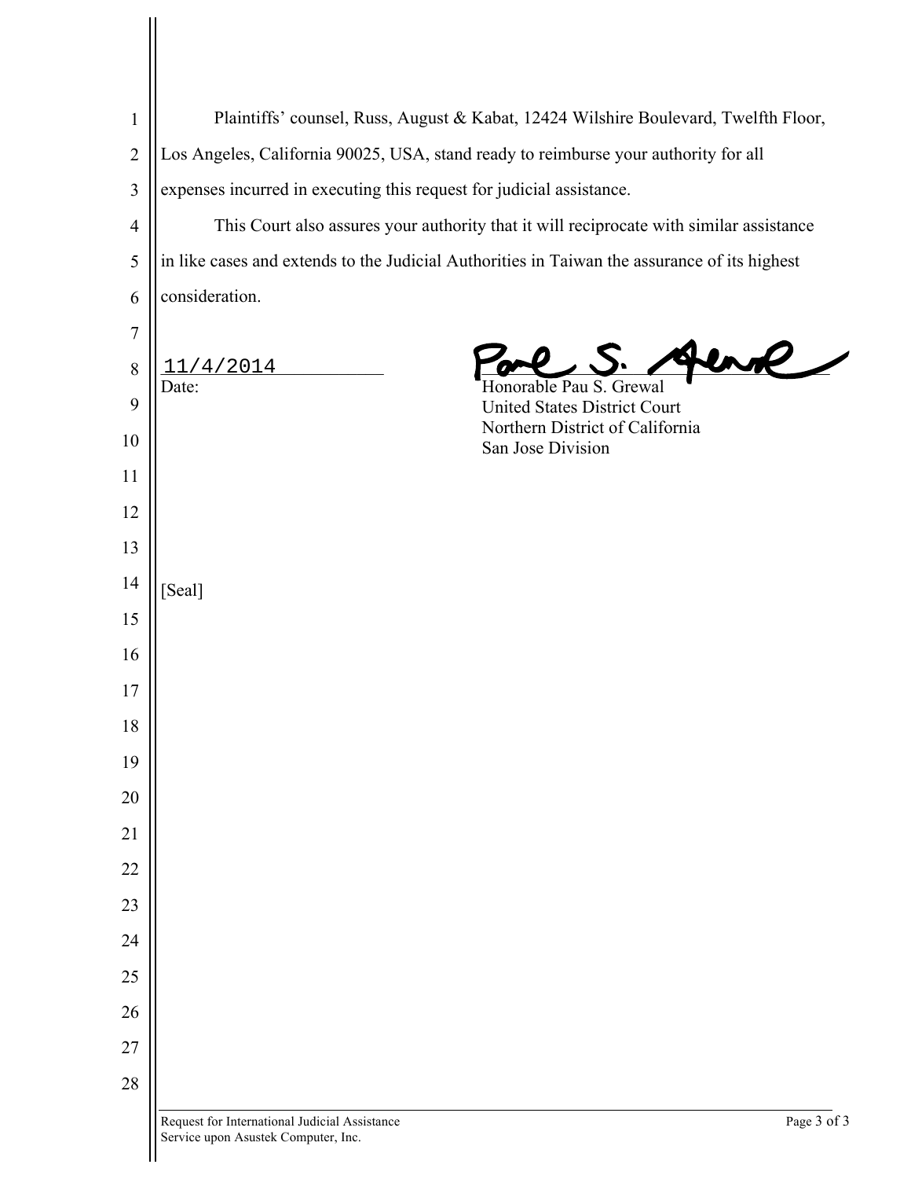Plaintiffs' counsel, Russ, August & Kabat, 12424 Wilshire Boulevard, Twelfth Floor, Los Angeles, California 90025, USA, stand ready to reimburse your authority for all expenses incurred in executing this request for judicial assistance.

This Court also assures your authority that it will reciprocate with similar assistance in like cases and extends to the Judicial Authorities in Taiwan the assurance of its highest consideration.

11/4/2014
Date:

Honorable Pau S. Grewal
United States District Court
Northern District of California
San Jose Division

[Seal]

Request for International Judicial Assistance
Service upon Asustek Computer, Inc.